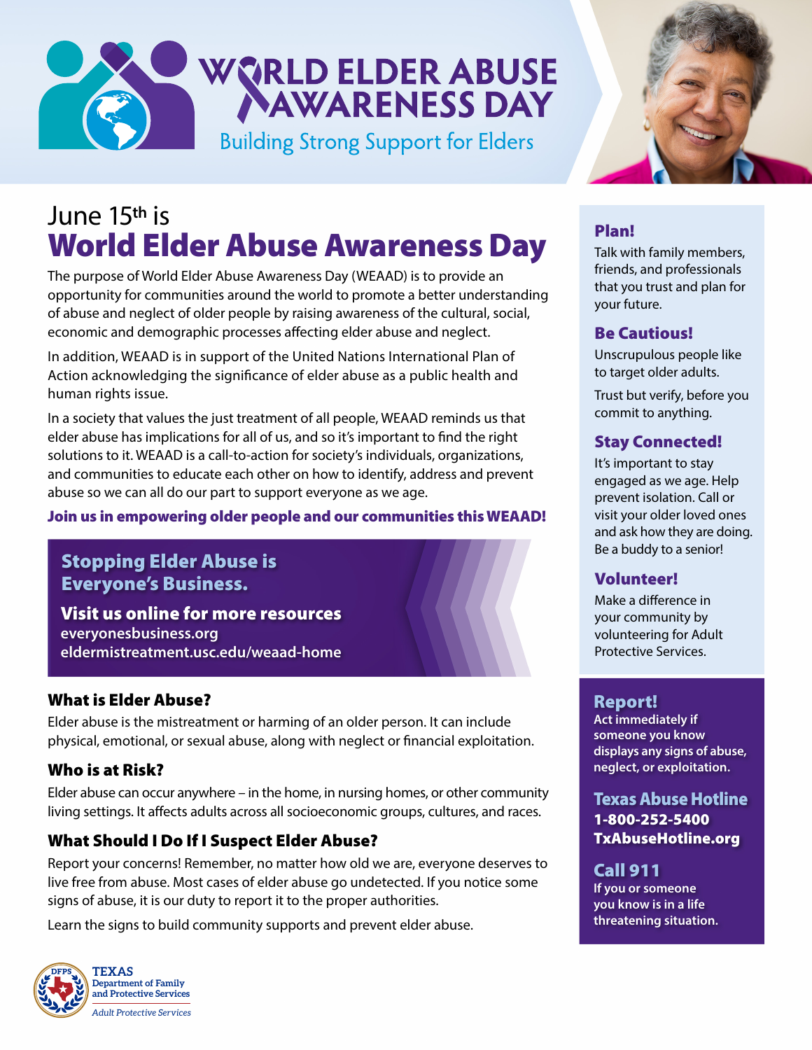# WORLD ELDER ABUSE AWARENESS DAY

Building Strong Support for Elders

June 15th is

## World Elder Abuse Awareness Day

The purpose of World Elder Abuse Awareness Day (WEAAD) is to provide an opportunity for communities around the world to promote a better understanding of abuse and neglect of older people by raising awareness of the cultural, social, economic and demographic processes affecting elder abuse and neglect.

In addition, WEAAD is in support of the United Nations International Plan of Action acknowledging the significance of elder abuse as a public health and human rights issue.

In a society that values the just treatment of all people, WEAAD reminds us that elder abuse has implications for all of us, and so it's important to find the right solutions to it. WEAAD is a call-to-action for society's individuals, organizations, and communities to educate each other on how to identify, address and prevent abuse so we can all do our part to support everyone as we age.

**Join us in empowering older people and our communities this WEAAD!**

**Stopping Elder Abuse is Everyone's Business.**

**Visit us online for more resources**
everyonesbusiness.org
eldermistreatment.usc.edu/weaad-home

### What is Elder Abuse?

Elder abuse is the mistreatment or harming of an older person. It can include physical, emotional, or sexual abuse, along with neglect or financial exploitation.

### Who is at Risk?

Elder abuse can occur anywhere – in the home, in nursing homes, or other community living settings. It affects adults across all socioeconomic groups, cultures, and races.

### What Should I Do If I Suspect Elder Abuse?

Report your concerns! Remember, no matter how old we are, everyone deserves to live free from abuse. Most cases of elder abuse go undetected. If you notice some signs of abuse, it is our duty to report it to the proper authorities.

Learn the signs to build community supports and prevent elder abuse.

### Plan!

Talk with family members, friends, and professionals that you trust and plan for your future.

### Be Cautious!

Unscrupulous people like to target older adults.

Trust but verify, before you commit to anything.

### Stay Connected!

It's important to stay engaged as we age. Help prevent isolation. Call or visit your older loved ones and ask how they are doing. Be a buddy to a senior!

### Volunteer!

Make a difference in your community by volunteering for Adult Protective Services.

### Report!

**Act immediately if someone you know displays any signs of abuse, neglect, or exploitation.**

### Texas Abuse Hotline

**1-800-252-5400**
**TxAbuseHotline.org**

### Call 911

**If you or someone you know is in a life threatening situation.**

TEXAS Department of Family and Protective Services
*Adult Protective Services*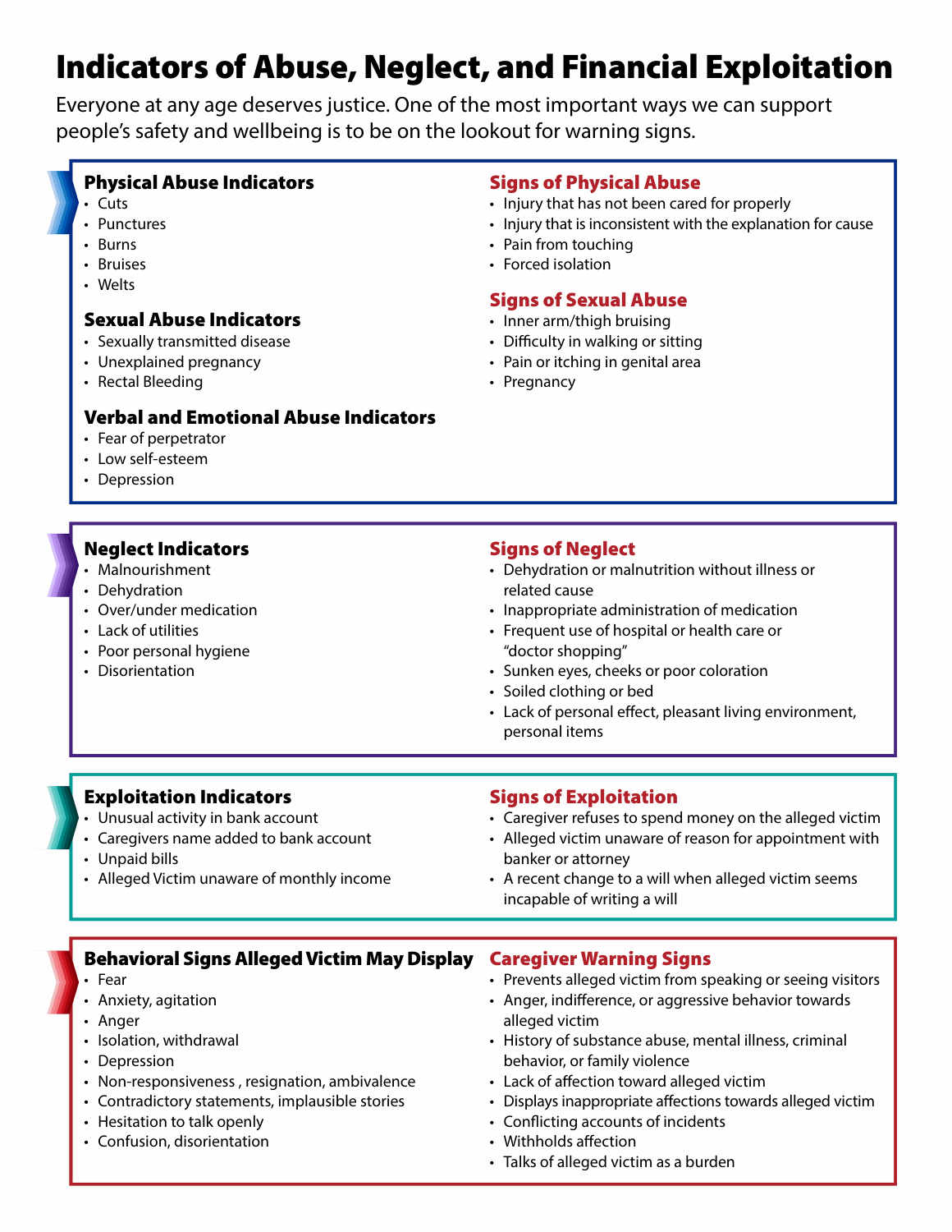# Indicators of Abuse, Neglect, and Financial Exploitation

Everyone at any age deserves justice. One of the most important ways we can support people's safety and wellbeing is to be on the lookout for warning signs.

### Physical Abuse Indicators

- Cuts
- Punctures
- Burns
- Bruises
- Welts

### Sexual Abuse Indicators

- Sexually transmitted disease
- Unexplained pregnancy
- Rectal Bleeding

### Verbal and Emotional Abuse Indicators

- Fear of perpetrator
- Low self-esteem
- Depression

### Signs of Physical Abuse

- Injury that has not been cared for properly
- Injury that is inconsistent with the explanation for cause
- Pain from touching
- Forced isolation

### Signs of Sexual Abuse

- Inner arm/thigh bruising
- Difficulty in walking or sitting
- Pain or itching in genital area
- Pregnancy

### Neglect Indicators

- Malnourishment
- Dehydration
- Over/under medication
- Lack of utilities
- Poor personal hygiene
- Disorientation

### Signs of Neglect

- Dehydration or malnutrition without illness or related cause
- Inappropriate administration of medication
- Frequent use of hospital or health care or "doctor shopping"
- Sunken eyes, cheeks or poor coloration
- Soiled clothing or bed
- Lack of personal effect, pleasant living environment, personal items

### Exploitation Indicators

- Unusual activity in bank account
- Caregivers name added to bank account
- Unpaid bills
- Alleged Victim unaware of monthly income

### Signs of Exploitation

- Caregiver refuses to spend money on the alleged victim
- Alleged victim unaware of reason for appointment with banker or attorney
- A recent change to a will when alleged victim seems incapable of writing a will

### Behavioral Signs Alleged Victim May Display

- Fear
- Anxiety, agitation
- Anger
- Isolation, withdrawal
- Depression
- Non-responsiveness , resignation, ambivalence
- Contradictory statements, implausible stories
- Hesitation to talk openly
- Confusion, disorientation

### Caregiver Warning Signs

- Prevents alleged victim from speaking or seeing visitors
- Anger, indifference, or aggressive behavior towards alleged victim
- History of substance abuse, mental illness, criminal behavior, or family violence
- Lack of affection toward alleged victim
- Displays inappropriate affections towards alleged victim
- Conflicting accounts of incidents
- Withholds affection
- Talks of alleged victim as a burden